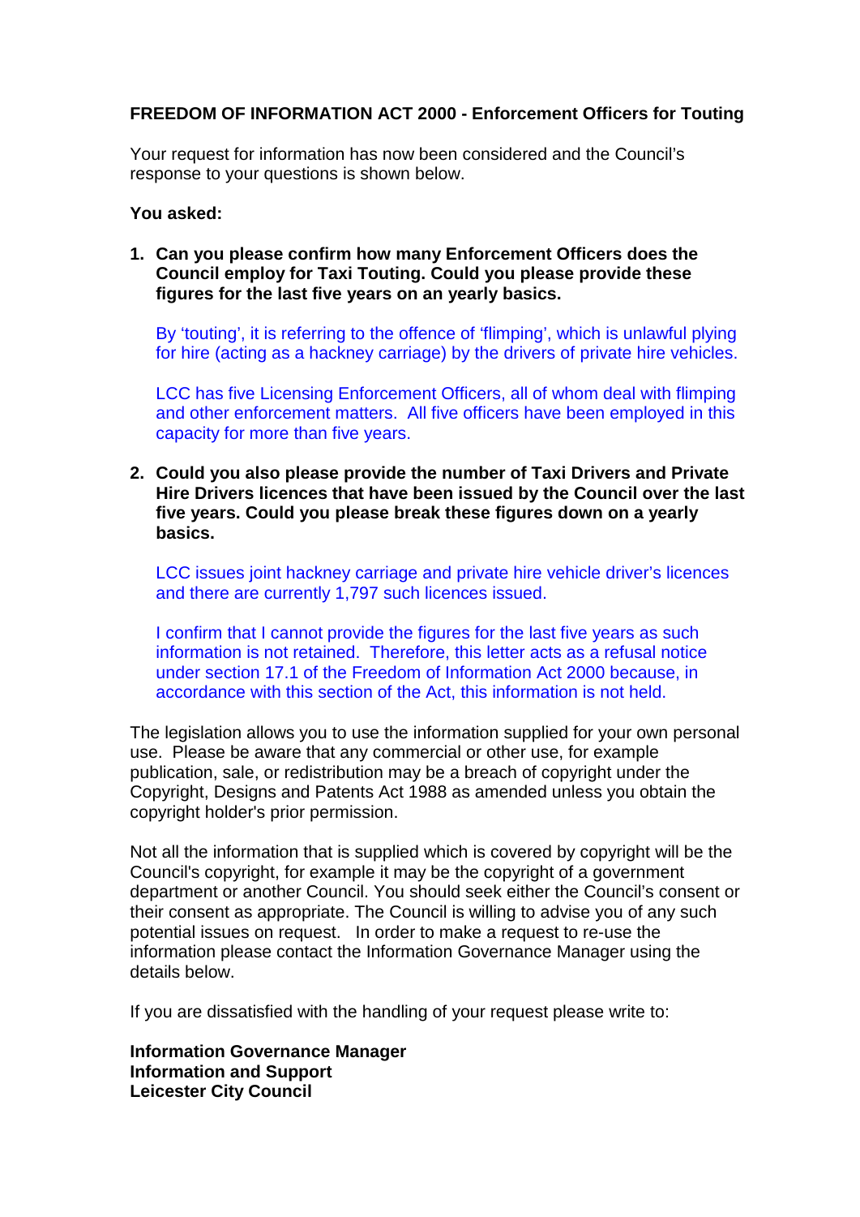**FREEDOM OF INFORMATION ACT 2000 - Enforcement Officers for Touting**

Your request for information has now been considered and the Council's response to your questions is shown below.

**You asked:**

1. **Can you please confirm how many Enforcement Officers does the Council employ for Taxi Touting. Could you please provide these figures for the last five years on an yearly basics.**

   By 'touting', it is referring to the offence of 'flimping', which is unlawful plying for hire (acting as a hackney carriage) by the drivers of private hire vehicles.

   LCC has five Licensing Enforcement Officers, all of whom deal with flimping and other enforcement matters. All five officers have been employed in this capacity for more than five years.

2. **Could you also please provide the number of Taxi Drivers and Private Hire Drivers licences that have been issued by the Council over the last five years. Could you please break these figures down on a yearly basics.**

   LCC issues joint hackney carriage and private hire vehicle driver's licences and there are currently 1,797 such licences issued.

   I confirm that I cannot provide the figures for the last five years as such information is not retained. Therefore, this letter acts as a refusal notice under section 17.1 of the Freedom of Information Act 2000 because, in accordance with this section of the Act, this information is not held.

The legislation allows you to use the information supplied for your own personal use. Please be aware that any commercial or other use, for example publication, sale, or redistribution may be a breach of copyright under the Copyright, Designs and Patents Act 1988 as amended unless you obtain the copyright holder's prior permission.

Not all the information that is supplied which is covered by copyright will be the Council's copyright, for example it may be the copyright of a government department or another Council. You should seek either the Council's consent or their consent as appropriate. The Council is willing to advise you of any such potential issues on request. In order to make a request to re-use the information please contact the Information Governance Manager using the details below.

If you are dissatisfied with the handling of your request please write to:

**Information Governance Manager**
**Information and Support**
**Leicester City Council**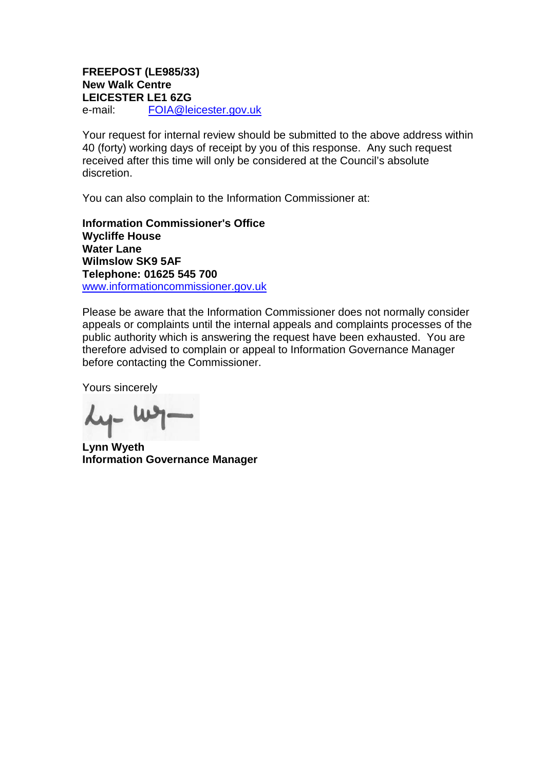**FREEPOST (LE985/33)**
**New Walk Centre**
**LEICESTER LE1 6ZG**
e-mail: FOIA@leicester.gov.uk

Your request for internal review should be submitted to the above address within 40 (forty) working days of receipt by you of this response. Any such request received after this time will only be considered at the Council's absolute discretion.

You can also complain to the Information Commissioner at:

**Information Commissioner's Office**
**Wycliffe House**
**Water Lane**
**Wilmslow SK9 5AF**
**Telephone: 01625 545 700**
www.informationcommissioner.gov.uk

Please be aware that the Information Commissioner does not normally consider appeals or complaints until the internal appeals and complaints processes of the public authority which is answering the request have been exhausted. You are therefore advised to complain or appeal to Information Governance Manager before contacting the Commissioner.

Yours sincerely

**Lynn Wyeth**
**Information Governance Manager**